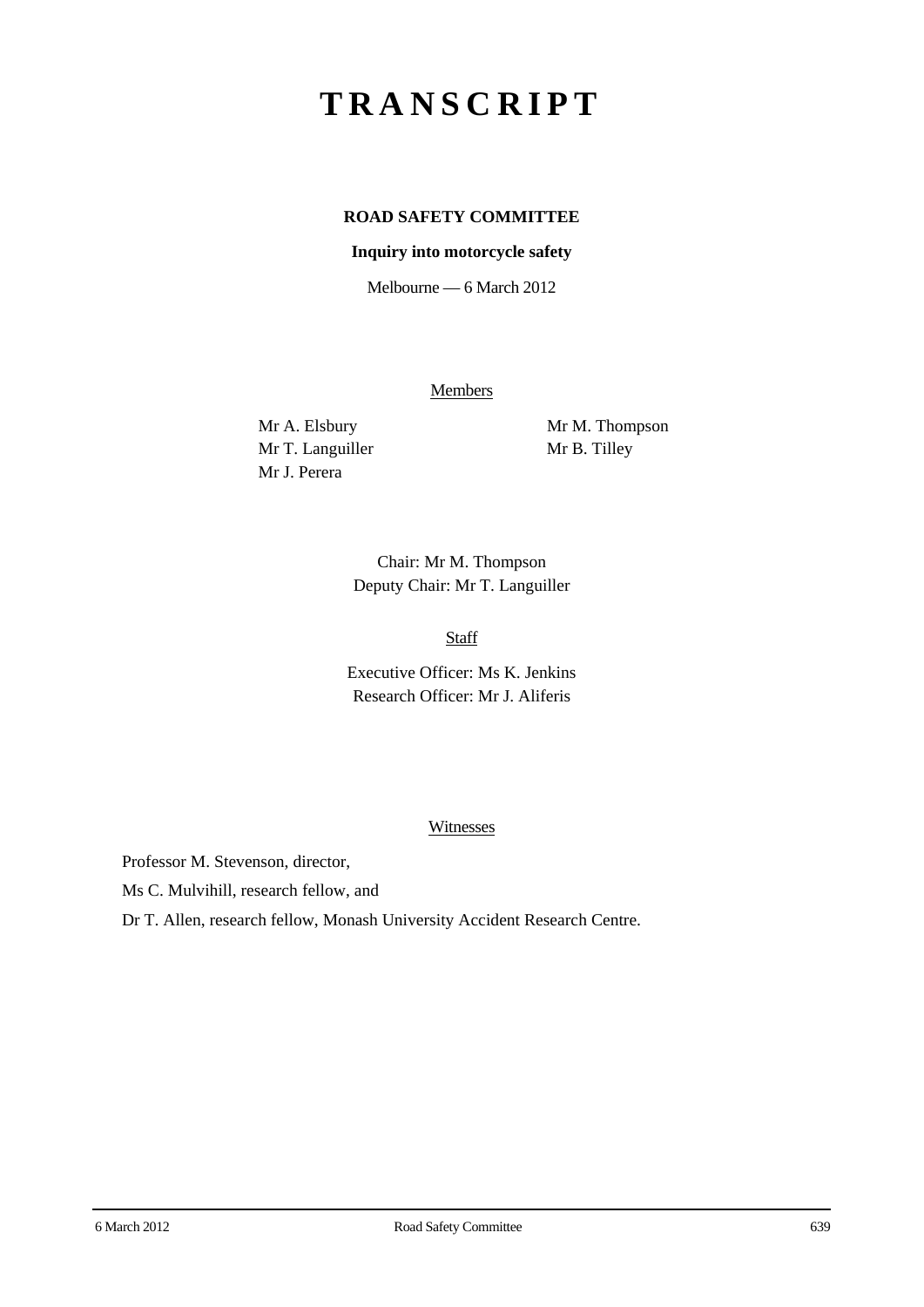# TRANSCRIPT

**ROAD SAFETY COMMITTEE**

**Inquiry into motorcycle safety**

Melbourne — 6 March 2012

Members

Mr A. Elsbury

Mr T. Languiller

Mr J. Perera

Mr M. Thompson

Mr B. Tilley

Chair: Mr M. Thompson

Deputy Chair: Mr T. Languiller

Staff

Executive Officer: Ms K. Jenkins

Research Officer: Mr J. Aliferis

Witnesses

Professor M. Stevenson, director,

Ms C. Mulvihill, research fellow, and

Dr T. Allen, research fellow, Monash University Accident Research Centre.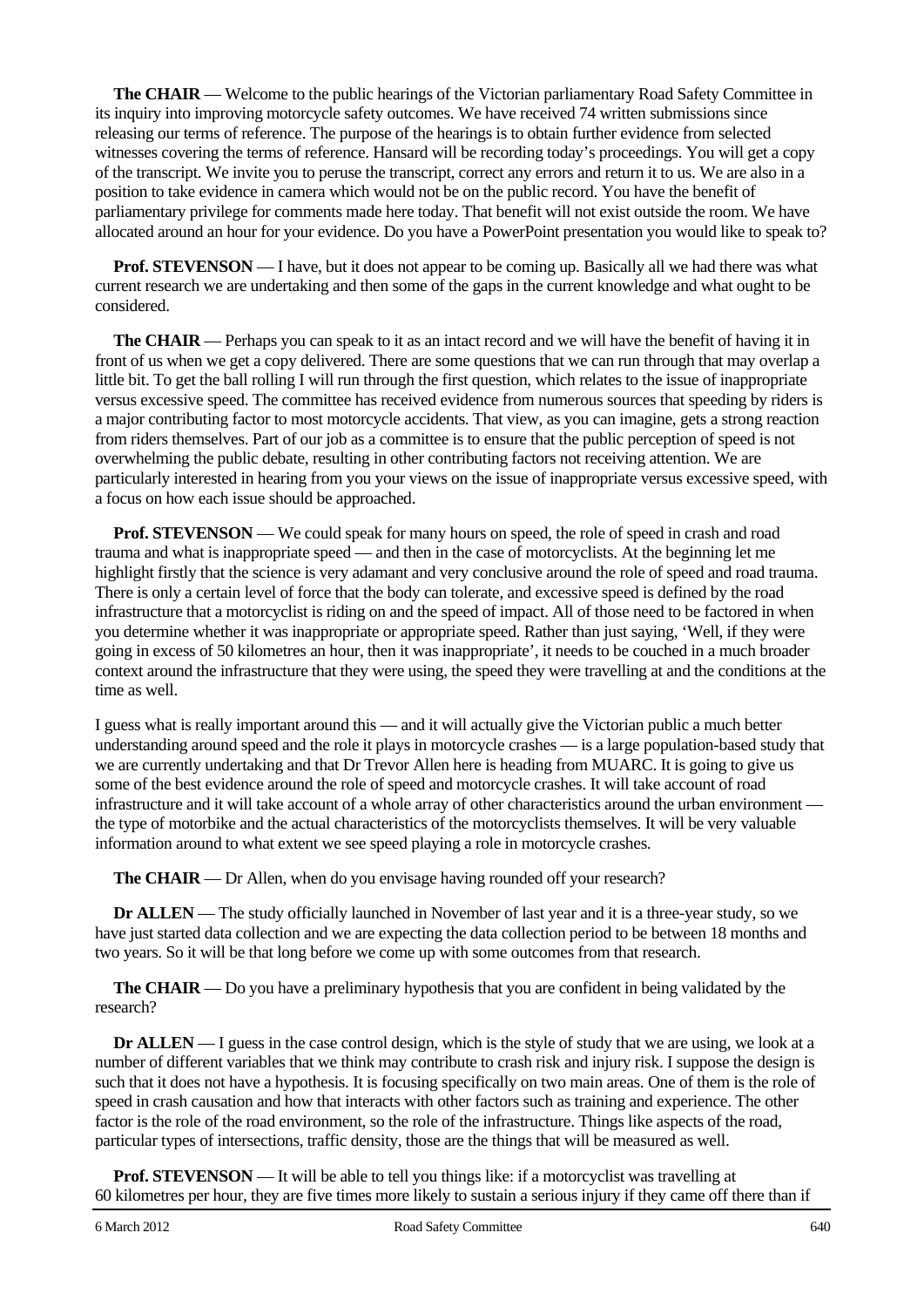**The CHAIR** — Welcome to the public hearings of the Victorian parliamentary Road Safety Committee in its inquiry into improving motorcycle safety outcomes. We have received 74 written submissions since releasing our terms of reference. The purpose of the hearings is to obtain further evidence from selected witnesses covering the terms of reference. Hansard will be recording today's proceedings. You will get a copy of the transcript. We invite you to peruse the transcript, correct any errors and return it to us. We are also in a position to take evidence in camera which would not be on the public record. You have the benefit of parliamentary privilege for comments made here today. That benefit will not exist outside the room. We have allocated around an hour for your evidence. Do you have a PowerPoint presentation you would like to speak to?

**Prof. STEVENSON** — I have, but it does not appear to be coming up. Basically all we had there was what current research we are undertaking and then some of the gaps in the current knowledge and what ought to be considered.

**The CHAIR** — Perhaps you can speak to it as an intact record and we will have the benefit of having it in front of us when we get a copy delivered. There are some questions that we can run through that may overlap a little bit. To get the ball rolling I will run through the first question, which relates to the issue of inappropriate versus excessive speed. The committee has received evidence from numerous sources that speeding by riders is a major contributing factor to most motorcycle accidents. That view, as you can imagine, gets a strong reaction from riders themselves. Part of our job as a committee is to ensure that the public perception of speed is not overwhelming the public debate, resulting in other contributing factors not receiving attention. We are particularly interested in hearing from you your views on the issue of inappropriate versus excessive speed, with a focus on how each issue should be approached.

**Prof. STEVENSON** — We could speak for many hours on speed, the role of speed in crash and road trauma and what is inappropriate speed — and then in the case of motorcyclists. At the beginning let me highlight firstly that the science is very adamant and very conclusive around the role of speed and road trauma. There is only a certain level of force that the body can tolerate, and excessive speed is defined by the road infrastructure that a motorcyclist is riding on and the speed of impact. All of those need to be factored in when you determine whether it was inappropriate or appropriate speed. Rather than just saying, 'Well, if they were going in excess of 50 kilometres an hour, then it was inappropriate', it needs to be couched in a much broader context around the infrastructure that they were using, the speed they were travelling at and the conditions at the time as well.

I guess what is really important around this — and it will actually give the Victorian public a much better understanding around speed and the role it plays in motorcycle crashes — is a large population-based study that we are currently undertaking and that Dr Trevor Allen here is heading from MUARC. It is going to give us some of the best evidence around the role of speed and motorcycle crashes. It will take account of road infrastructure and it will take account of a whole array of other characteristics around the urban environment — the type of motorbike and the actual characteristics of the motorcyclists themselves. It will be very valuable information around to what extent we see speed playing a role in motorcycle crashes.

**The CHAIR** — Dr Allen, when do you envisage having rounded off your research?

**Dr ALLEN** — The study officially launched in November of last year and it is a three-year study, so we have just started data collection and we are expecting the data collection period to be between 18 months and two years. So it will be that long before we come up with some outcomes from that research.

**The CHAIR** — Do you have a preliminary hypothesis that you are confident in being validated by the research?

**Dr ALLEN** — I guess in the case control design, which is the style of study that we are using, we look at a number of different variables that we think may contribute to crash risk and injury risk. I suppose the design is such that it does not have a hypothesis. It is focusing specifically on two main areas. One of them is the role of speed in crash causation and how that interacts with other factors such as training and experience. The other factor is the role of the road environment, so the role of the infrastructure. Things like aspects of the road, particular types of intersections, traffic density, those are the things that will be measured as well.

**Prof. STEVENSON** — It will be able to tell you things like: if a motorcyclist was travelling at 60 kilometres per hour, they are five times more likely to sustain a serious injury if they came off there than if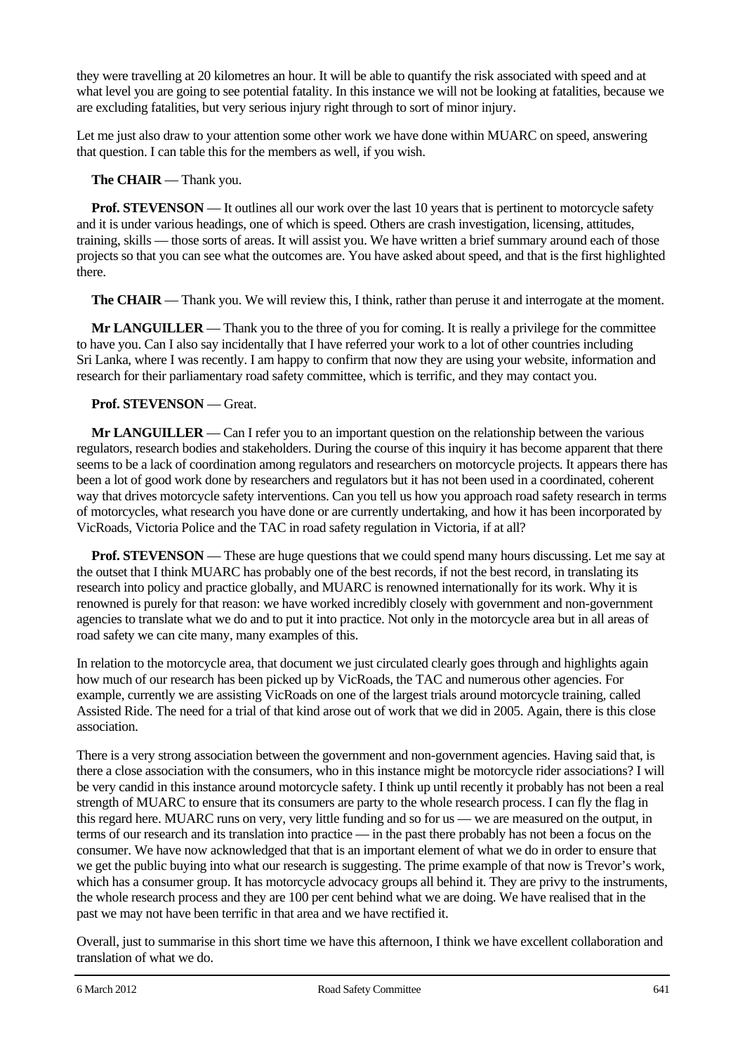they were travelling at 20 kilometres an hour. It will be able to quantify the risk associated with speed and at what level you are going to see potential fatality. In this instance we will not be looking at fatalities, because we are excluding fatalities, but very serious injury right through to sort of minor injury.

Let me just also draw to your attention some other work we have done within MUARC on speed, answering that question. I can table this for the members as well, if you wish.

**The CHAIR** — Thank you.

**Prof. STEVENSON** — It outlines all our work over the last 10 years that is pertinent to motorcycle safety and it is under various headings, one of which is speed. Others are crash investigation, licensing, attitudes, training, skills — those sorts of areas. It will assist you. We have written a brief summary around each of those projects so that you can see what the outcomes are. You have asked about speed, and that is the first highlighted there.

**The CHAIR** — Thank you. We will review this, I think, rather than peruse it and interrogate at the moment.

**Mr LANGUILLER** — Thank you to the three of you for coming. It is really a privilege for the committee to have you. Can I also say incidentally that I have referred your work to a lot of other countries including Sri Lanka, where I was recently. I am happy to confirm that now they are using your website, information and research for their parliamentary road safety committee, which is terrific, and they may contact you.

**Prof. STEVENSON** — Great.

**Mr LANGUILLER** — Can I refer you to an important question on the relationship between the various regulators, research bodies and stakeholders. During the course of this inquiry it has become apparent that there seems to be a lack of coordination among regulators and researchers on motorcycle projects. It appears there has been a lot of good work done by researchers and regulators but it has not been used in a coordinated, coherent way that drives motorcycle safety interventions. Can you tell us how you approach road safety research in terms of motorcycles, what research you have done or are currently undertaking, and how it has been incorporated by VicRoads, Victoria Police and the TAC in road safety regulation in Victoria, if at all?

**Prof. STEVENSON** — These are huge questions that we could spend many hours discussing. Let me say at the outset that I think MUARC has probably one of the best records, if not the best record, in translating its research into policy and practice globally, and MUARC is renowned internationally for its work. Why it is renowned is purely for that reason: we have worked incredibly closely with government and non-government agencies to translate what we do and to put it into practice. Not only in the motorcycle area but in all areas of road safety we can cite many, many examples of this.

In relation to the motorcycle area, that document we just circulated clearly goes through and highlights again how much of our research has been picked up by VicRoads, the TAC and numerous other agencies. For example, currently we are assisting VicRoads on one of the largest trials around motorcycle training, called Assisted Ride. The need for a trial of that kind arose out of work that we did in 2005. Again, there is this close association.

There is a very strong association between the government and non-government agencies. Having said that, is there a close association with the consumers, who in this instance might be motorcycle rider associations? I will be very candid in this instance around motorcycle safety. I think up until recently it probably has not been a real strength of MUARC to ensure that its consumers are party to the whole research process. I can fly the flag in this regard here. MUARC runs on very, very little funding and so for us — we are measured on the output, in terms of our research and its translation into practice — in the past there probably has not been a focus on the consumer. We have now acknowledged that that is an important element of what we do in order to ensure that we get the public buying into what our research is suggesting. The prime example of that now is Trevor's work, which has a consumer group. It has motorcycle advocacy groups all behind it. They are privy to the instruments, the whole research process and they are 100 per cent behind what we are doing. We have realised that in the past we may not have been terrific in that area and we have rectified it.

Overall, just to summarise in this short time we have this afternoon, I think we have excellent collaboration and translation of what we do.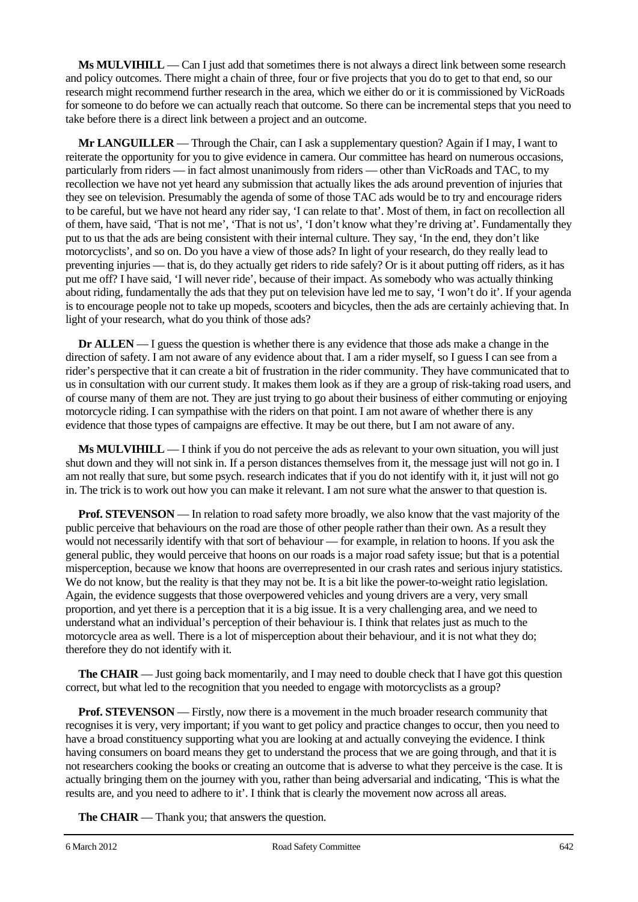**Ms MULVIHILL** — Can I just add that sometimes there is not always a direct link between some research and policy outcomes. There might a chain of three, four or five projects that you do to get to that end, so our research might recommend further research in the area, which we either do or it is commissioned by VicRoads for someone to do before we can actually reach that outcome. So there can be incremental steps that you need to take before there is a direct link between a project and an outcome.

**Mr LANGUILLER** — Through the Chair, can I ask a supplementary question? Again if I may, I want to reiterate the opportunity for you to give evidence in camera. Our committee has heard on numerous occasions, particularly from riders — in fact almost unanimously from riders — other than VicRoads and TAC, to my recollection we have not yet heard any submission that actually likes the ads around prevention of injuries that they see on television. Presumably the agenda of some of those TAC ads would be to try and encourage riders to be careful, but we have not heard any rider say, 'I can relate to that'. Most of them, in fact on recollection all of them, have said, 'That is not me', 'That is not us', 'I don't know what they're driving at'. Fundamentally they put to us that the ads are being consistent with their internal culture. They say, 'In the end, they don't like motorcyclists', and so on. Do you have a view of those ads? In light of your research, do they really lead to preventing injuries — that is, do they actually get riders to ride safely? Or is it about putting off riders, as it has put me off? I have said, 'I will never ride', because of their impact. As somebody who was actually thinking about riding, fundamentally the ads that they put on television have led me to say, 'I won't do it'. If your agenda is to encourage people not to take up mopeds, scooters and bicycles, then the ads are certainly achieving that. In light of your research, what do you think of those ads?

**Dr ALLEN** — I guess the question is whether there is any evidence that those ads make a change in the direction of safety. I am not aware of any evidence about that. I am a rider myself, so I guess I can see from a rider's perspective that it can create a bit of frustration in the rider community. They have communicated that to us in consultation with our current study. It makes them look as if they are a group of risk-taking road users, and of course many of them are not. They are just trying to go about their business of either commuting or enjoying motorcycle riding. I can sympathise with the riders on that point. I am not aware of whether there is any evidence that those types of campaigns are effective. It may be out there, but I am not aware of any.

**Ms MULVIHILL** — I think if you do not perceive the ads as relevant to your own situation, you will just shut down and they will not sink in. If a person distances themselves from it, the message just will not go in. I am not really that sure, but some psych. research indicates that if you do not identify with it, it just will not go in. The trick is to work out how you can make it relevant. I am not sure what the answer to that question is.

**Prof. STEVENSON** — In relation to road safety more broadly, we also know that the vast majority of the public perceive that behaviours on the road are those of other people rather than their own. As a result they would not necessarily identify with that sort of behaviour — for example, in relation to hoons. If you ask the general public, they would perceive that hoons on our roads is a major road safety issue; but that is a potential misperception, because we know that hoons are overrepresented in our crash rates and serious injury statistics. We do not know, but the reality is that they may not be. It is a bit like the power-to-weight ratio legislation. Again, the evidence suggests that those overpowered vehicles and young drivers are a very, very small proportion, and yet there is a perception that it is a big issue. It is a very challenging area, and we need to understand what an individual's perception of their behaviour is. I think that relates just as much to the motorcycle area as well. There is a lot of misperception about their behaviour, and it is not what they do; therefore they do not identify with it.

**The CHAIR** — Just going back momentarily, and I may need to double check that I have got this question correct, but what led to the recognition that you needed to engage with motorcyclists as a group?

**Prof. STEVENSON** — Firstly, now there is a movement in the much broader research community that recognises it is very, very important; if you want to get policy and practice changes to occur, then you need to have a broad constituency supporting what you are looking at and actually conveying the evidence. I think having consumers on board means they get to understand the process that we are going through, and that it is not researchers cooking the books or creating an outcome that is adverse to what they perceive is the case. It is actually bringing them on the journey with you, rather than being adversarial and indicating, 'This is what the results are, and you need to adhere to it'. I think that is clearly the movement now across all areas.

**The CHAIR** — Thank you; that answers the question.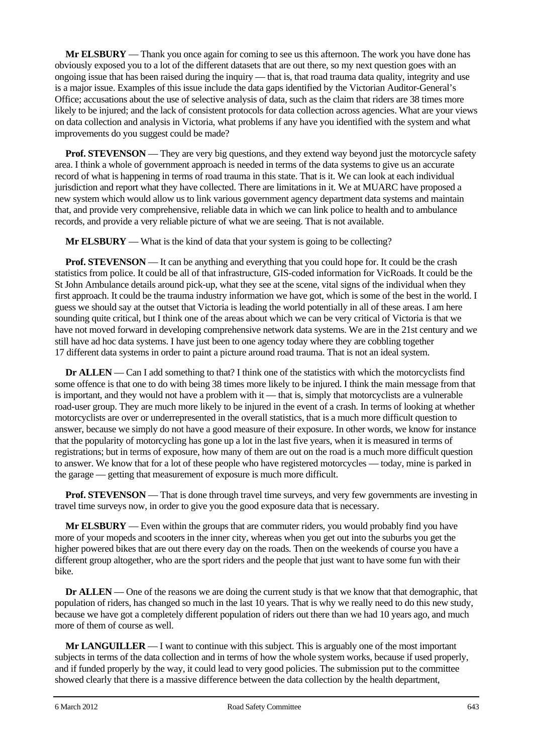**Mr ELSBURY** — Thank you once again for coming to see us this afternoon. The work you have done has obviously exposed you to a lot of the different datasets that are out there, so my next question goes with an ongoing issue that has been raised during the inquiry — that is, that road trauma data quality, integrity and use is a major issue. Examples of this issue include the data gaps identified by the Victorian Auditor-General's Office; accusations about the use of selective analysis of data, such as the claim that riders are 38 times more likely to be injured; and the lack of consistent protocols for data collection across agencies. What are your views on data collection and analysis in Victoria, what problems if any have you identified with the system and what improvements do you suggest could be made?

**Prof. STEVENSON** — They are very big questions, and they extend way beyond just the motorcycle safety area. I think a whole of government approach is needed in terms of the data systems to give us an accurate record of what is happening in terms of road trauma in this state. That is it. We can look at each individual jurisdiction and report what they have collected. There are limitations in it. We at MUARC have proposed a new system which would allow us to link various government agency department data systems and maintain that, and provide very comprehensive, reliable data in which we can link police to health and to ambulance records, and provide a very reliable picture of what we are seeing. That is not available.

**Mr ELSBURY** — What is the kind of data that your system is going to be collecting?

**Prof. STEVENSON** — It can be anything and everything that you could hope for. It could be the crash statistics from police. It could be all of that infrastructure, GIS-coded information for VicRoads. It could be the St John Ambulance details around pick-up, what they see at the scene, vital signs of the individual when they first approach. It could be the trauma industry information we have got, which is some of the best in the world. I guess we should say at the outset that Victoria is leading the world potentially in all of these areas. I am here sounding quite critical, but I think one of the areas about which we can be very critical of Victoria is that we have not moved forward in developing comprehensive network data systems. We are in the 21st century and we still have ad hoc data systems. I have just been to one agency today where they are cobbling together 17 different data systems in order to paint a picture around road trauma. That is not an ideal system.

**Dr ALLEN** — Can I add something to that? I think one of the statistics with which the motorcyclists find some offence is that one to do with being 38 times more likely to be injured. I think the main message from that is important, and they would not have a problem with it — that is, simply that motorcyclists are a vulnerable road-user group. They are much more likely to be injured in the event of a crash. In terms of looking at whether motorcyclists are over or underrepresented in the overall statistics, that is a much more difficult question to answer, because we simply do not have a good measure of their exposure. In other words, we know for instance that the popularity of motorcycling has gone up a lot in the last five years, when it is measured in terms of registrations; but in terms of exposure, how many of them are out on the road is a much more difficult question to answer. We know that for a lot of these people who have registered motorcycles — today, mine is parked in the garage — getting that measurement of exposure is much more difficult.

**Prof. STEVENSON** — That is done through travel time surveys, and very few governments are investing in travel time surveys now, in order to give you the good exposure data that is necessary.

**Mr ELSBURY** — Even within the groups that are commuter riders, you would probably find you have more of your mopeds and scooters in the inner city, whereas when you get out into the suburbs you get the higher powered bikes that are out there every day on the roads. Then on the weekends of course you have a different group altogether, who are the sport riders and the people that just want to have some fun with their bike.

**Dr ALLEN** — One of the reasons we are doing the current study is that we know that that demographic, that population of riders, has changed so much in the last 10 years. That is why we really need to do this new study, because we have got a completely different population of riders out there than we had 10 years ago, and much more of them of course as well.

**Mr LANGUILLER** — I want to continue with this subject. This is arguably one of the most important subjects in terms of the data collection and in terms of how the whole system works, because if used properly, and if funded properly by the way, it could lead to very good policies. The submission put to the committee showed clearly that there is a massive difference between the data collection by the health department,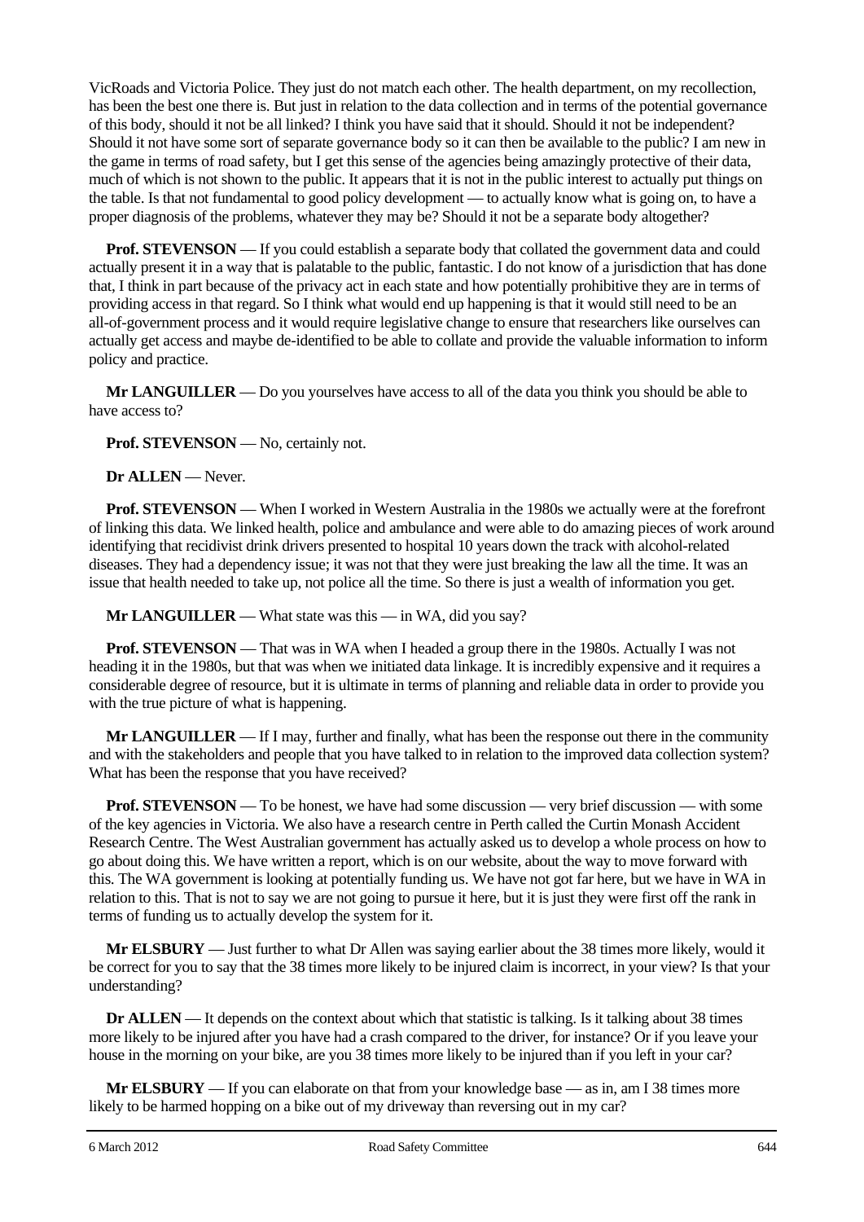VicRoads and Victoria Police. They just do not match each other. The health department, on my recollection, has been the best one there is. But just in relation to the data collection and in terms of the potential governance of this body, should it not be all linked? I think you have said that it should. Should it not be independent? Should it not have some sort of separate governance body so it can then be available to the public? I am new in the game in terms of road safety, but I get this sense of the agencies being amazingly protective of their data, much of which is not shown to the public. It appears that it is not in the public interest to actually put things on the table. Is that not fundamental to good policy development — to actually know what is going on, to have a proper diagnosis of the problems, whatever they may be? Should it not be a separate body altogether?

**Prof. STEVENSON** — If you could establish a separate body that collated the government data and could actually present it in a way that is palatable to the public, fantastic. I do not know of a jurisdiction that has done that, I think in part because of the privacy act in each state and how potentially prohibitive they are in terms of providing access in that regard. So I think what would end up happening is that it would still need to be an all-of-government process and it would require legislative change to ensure that researchers like ourselves can actually get access and maybe de-identified to be able to collate and provide the valuable information to inform policy and practice.

**Mr LANGUILLER** — Do you yourselves have access to all of the data you think you should be able to have access to?

**Prof. STEVENSON** — No, certainly not.

**Dr ALLEN** — Never.

**Prof. STEVENSON** — When I worked in Western Australia in the 1980s we actually were at the forefront of linking this data. We linked health, police and ambulance and were able to do amazing pieces of work around identifying that recidivist drink drivers presented to hospital 10 years down the track with alcohol-related diseases. They had a dependency issue; it was not that they were just breaking the law all the time. It was an issue that health needed to take up, not police all the time. So there is just a wealth of information you get.

**Mr LANGUILLER** — What state was this — in WA, did you say?

**Prof. STEVENSON** — That was in WA when I headed a group there in the 1980s. Actually I was not heading it in the 1980s, but that was when we initiated data linkage. It is incredibly expensive and it requires a considerable degree of resource, but it is ultimate in terms of planning and reliable data in order to provide you with the true picture of what is happening.

**Mr LANGUILLER** — If I may, further and finally, what has been the response out there in the community and with the stakeholders and people that you have talked to in relation to the improved data collection system? What has been the response that you have received?

**Prof. STEVENSON** — To be honest, we have had some discussion — very brief discussion — with some of the key agencies in Victoria. We also have a research centre in Perth called the Curtin Monash Accident Research Centre. The West Australian government has actually asked us to develop a whole process on how to go about doing this. We have written a report, which is on our website, about the way to move forward with this. The WA government is looking at potentially funding us. We have not got far here, but we have in WA in relation to this. That is not to say we are not going to pursue it here, but it is just they were first off the rank in terms of funding us to actually develop the system for it.

**Mr ELSBURY** — Just further to what Dr Allen was saying earlier about the 38 times more likely, would it be correct for you to say that the 38 times more likely to be injured claim is incorrect, in your view? Is that your understanding?

**Dr ALLEN** — It depends on the context about which that statistic is talking. Is it talking about 38 times more likely to be injured after you have had a crash compared to the driver, for instance? Or if you leave your house in the morning on your bike, are you 38 times more likely to be injured than if you left in your car?

**Mr ELSBURY** — If you can elaborate on that from your knowledge base — as in, am I 38 times more likely to be harmed hopping on a bike out of my driveway than reversing out in my car?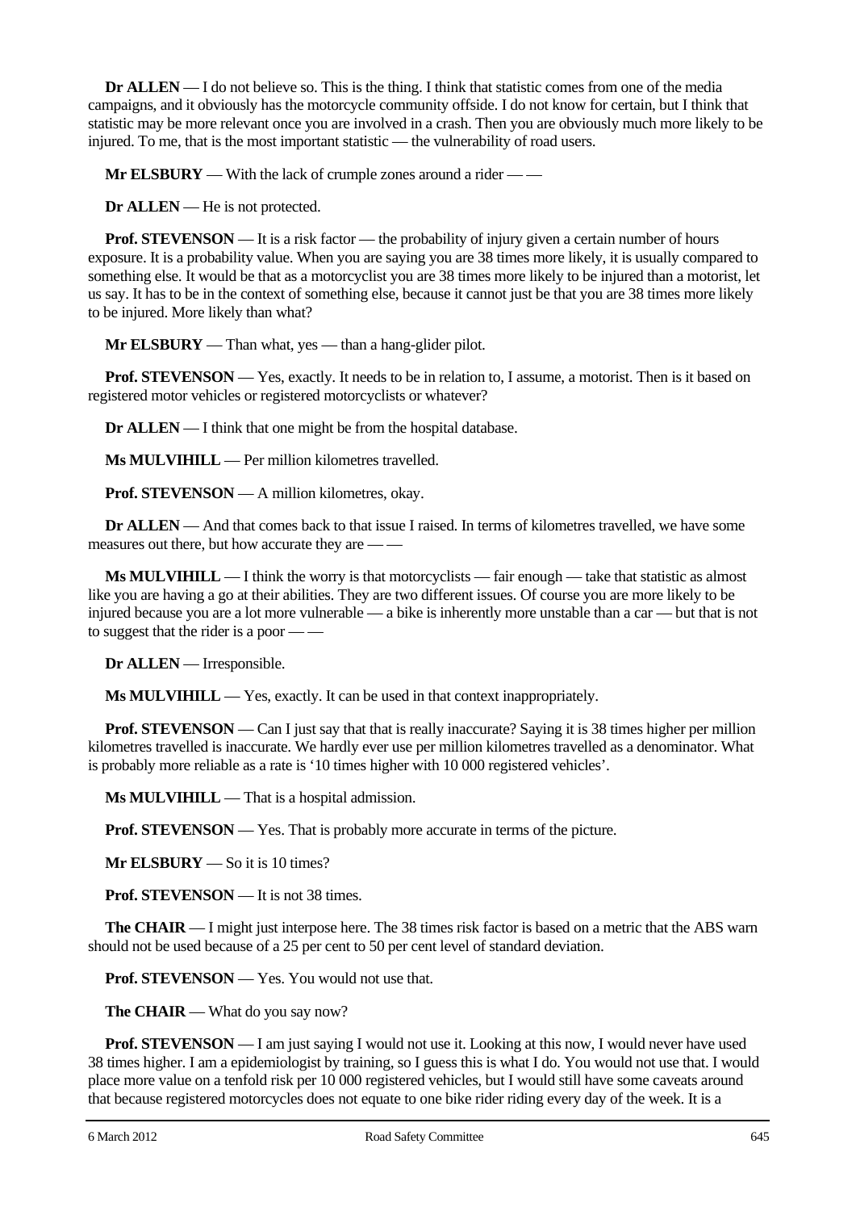**Dr ALLEN** — I do not believe so. This is the thing. I think that statistic comes from one of the media campaigns, and it obviously has the motorcycle community offside. I do not know for certain, but I think that statistic may be more relevant once you are involved in a crash. Then you are obviously much more likely to be injured. To me, that is the most important statistic — the vulnerability of road users.

**Mr ELSBURY** — With the lack of crumple zones around a rider — —

**Dr ALLEN** — He is not protected.

**Prof. STEVENSON** — It is a risk factor — the probability of injury given a certain number of hours exposure. It is a probability value. When you are saying you are 38 times more likely, it is usually compared to something else. It would be that as a motorcyclist you are 38 times more likely to be injured than a motorist, let us say. It has to be in the context of something else, because it cannot just be that you are 38 times more likely to be injured. More likely than what?

**Mr ELSBURY** — Than what, yes — than a hang-glider pilot.

**Prof. STEVENSON** — Yes, exactly. It needs to be in relation to, I assume, a motorist. Then is it based on registered motor vehicles or registered motorcyclists or whatever?

**Dr ALLEN** — I think that one might be from the hospital database.

**Ms MULVIHILL** — Per million kilometres travelled.

**Prof. STEVENSON** — A million kilometres, okay.

**Dr ALLEN** — And that comes back to that issue I raised. In terms of kilometres travelled, we have some measures out there, but how accurate they are — —

**Ms MULVIHILL** — I think the worry is that motorcyclists — fair enough — take that statistic as almost like you are having a go at their abilities. They are two different issues. Of course you are more likely to be injured because you are a lot more vulnerable — a bike is inherently more unstable than a car — but that is not to suggest that the rider is a poor — —

**Dr ALLEN** — Irresponsible.

**Ms MULVIHILL** — Yes, exactly. It can be used in that context inappropriately.

**Prof. STEVENSON** — Can I just say that that is really inaccurate? Saying it is 38 times higher per million kilometres travelled is inaccurate. We hardly ever use per million kilometres travelled as a denominator. What is probably more reliable as a rate is '10 times higher with 10 000 registered vehicles'.

**Ms MULVIHILL** — That is a hospital admission.

**Prof. STEVENSON** — Yes. That is probably more accurate in terms of the picture.

**Mr ELSBURY** — So it is 10 times?

**Prof. STEVENSON** — It is not 38 times.

**The CHAIR** — I might just interpose here. The 38 times risk factor is based on a metric that the ABS warn should not be used because of a 25 per cent to 50 per cent level of standard deviation.

**Prof. STEVENSON** — Yes. You would not use that.

**The CHAIR** — What do you say now?

**Prof. STEVENSON** — I am just saying I would not use it. Looking at this now, I would never have used 38 times higher. I am a epidemiologist by training, so I guess this is what I do. You would not use that. I would place more value on a tenfold risk per 10 000 registered vehicles, but I would still have some caveats around that because registered motorcycles does not equate to one bike rider riding every day of the week. It is a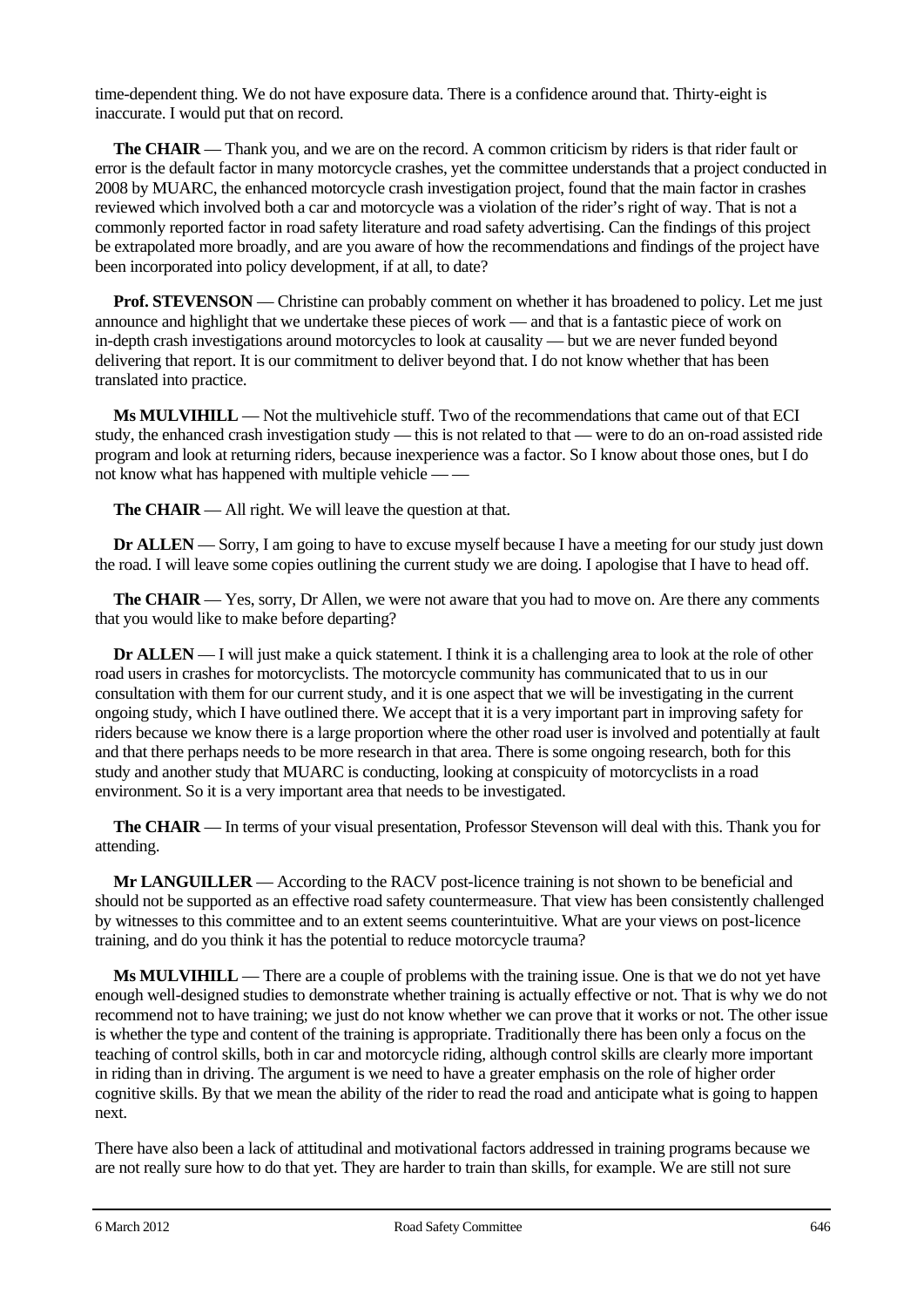time-dependent thing. We do not have exposure data. There is a confidence around that. Thirty-eight is inaccurate. I would put that on record.

**The CHAIR** — Thank you, and we are on the record. A common criticism by riders is that rider fault or error is the default factor in many motorcycle crashes, yet the committee understands that a project conducted in 2008 by MUARC, the enhanced motorcycle crash investigation project, found that the main factor in crashes reviewed which involved both a car and motorcycle was a violation of the rider's right of way. That is not a commonly reported factor in road safety literature and road safety advertising. Can the findings of this project be extrapolated more broadly, and are you aware of how the recommendations and findings of the project have been incorporated into policy development, if at all, to date?

**Prof. STEVENSON** — Christine can probably comment on whether it has broadened to policy. Let me just announce and highlight that we undertake these pieces of work — and that is a fantastic piece of work on in-depth crash investigations around motorcycles to look at causality — but we are never funded beyond delivering that report. It is our commitment to deliver beyond that. I do not know whether that has been translated into practice.

**Ms MULVIHILL** — Not the multivehicle stuff. Two of the recommendations that came out of that ECI study, the enhanced crash investigation study — this is not related to that — were to do an on-road assisted ride program and look at returning riders, because inexperience was a factor. So I know about those ones, but I do not know what has happened with multiple vehicle — —

**The CHAIR** — All right. We will leave the question at that.

**Dr ALLEN** — Sorry, I am going to have to excuse myself because I have a meeting for our study just down the road. I will leave some copies outlining the current study we are doing. I apologise that I have to head off.

**The CHAIR** — Yes, sorry, Dr Allen, we were not aware that you had to move on. Are there any comments that you would like to make before departing?

**Dr ALLEN** — I will just make a quick statement. I think it is a challenging area to look at the role of other road users in crashes for motorcyclists. The motorcycle community has communicated that to us in our consultation with them for our current study, and it is one aspect that we will be investigating in the current ongoing study, which I have outlined there. We accept that it is a very important part in improving safety for riders because we know there is a large proportion where the other road user is involved and potentially at fault and that there perhaps needs to be more research in that area. There is some ongoing research, both for this study and another study that MUARC is conducting, looking at conspicuity of motorcyclists in a road environment. So it is a very important area that needs to be investigated.

**The CHAIR** — In terms of your visual presentation, Professor Stevenson will deal with this. Thank you for attending.

**Mr LANGUILLER** — According to the RACV post-licence training is not shown to be beneficial and should not be supported as an effective road safety countermeasure. That view has been consistently challenged by witnesses to this committee and to an extent seems counterintuitive. What are your views on post-licence training, and do you think it has the potential to reduce motorcycle trauma?

**Ms MULVIHILL** — There are a couple of problems with the training issue. One is that we do not yet have enough well-designed studies to demonstrate whether training is actually effective or not. That is why we do not recommend not to have training; we just do not know whether we can prove that it works or not. The other issue is whether the type and content of the training is appropriate. Traditionally there has been only a focus on the teaching of control skills, both in car and motorcycle riding, although control skills are clearly more important in riding than in driving. The argument is we need to have a greater emphasis on the role of higher order cognitive skills. By that we mean the ability of the rider to read the road and anticipate what is going to happen next.

There have also been a lack of attitudinal and motivational factors addressed in training programs because we are not really sure how to do that yet. They are harder to train than skills, for example. We are still not sure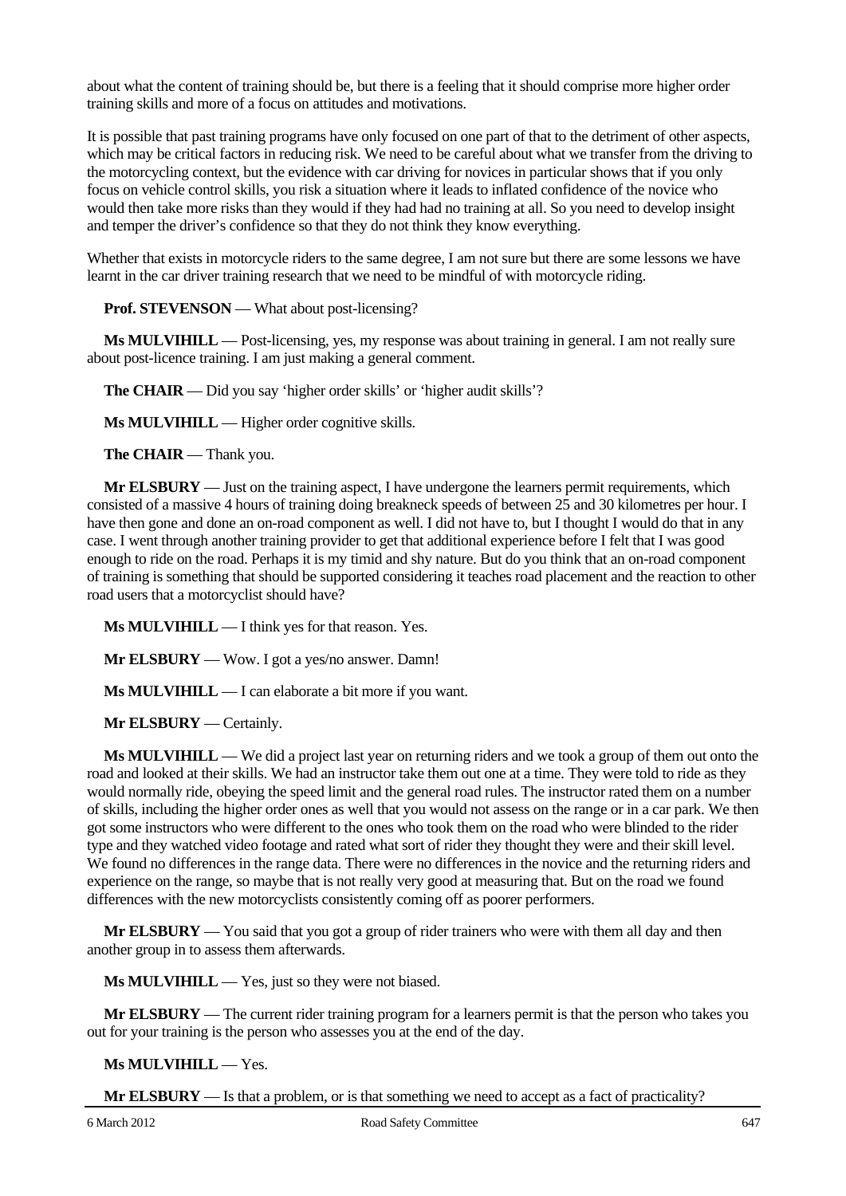about what the content of training should be, but there is a feeling that it should comprise more higher order training skills and more of a focus on attitudes and motivations.

It is possible that past training programs have only focused on one part of that to the detriment of other aspects, which may be critical factors in reducing risk. We need to be careful about what we transfer from the driving to the motorcycling context, but the evidence with car driving for novices in particular shows that if you only focus on vehicle control skills, you risk a situation where it leads to inflated confidence of the novice who would then take more risks than they would if they had had no training at all. So you need to develop insight and temper the driver's confidence so that they do not think they know everything.

Whether that exists in motorcycle riders to the same degree, I am not sure but there are some lessons we have learnt in the car driver training research that we need to be mindful of with motorcycle riding.

**Prof. STEVENSON** — What about post-licensing?

**Ms MULVIHILL** — Post-licensing, yes, my response was about training in general. I am not really sure about post-licence training. I am just making a general comment.

**The CHAIR** — Did you say 'higher order skills' or 'higher audit skills'?

**Ms MULVIHILL** — Higher order cognitive skills.

**The CHAIR** — Thank you.

**Mr ELSBURY** — Just on the training aspect, I have undergone the learners permit requirements, which consisted of a massive 4 hours of training doing breakneck speeds of between 25 and 30 kilometres per hour. I have then gone and done an on-road component as well. I did not have to, but I thought I would do that in any case. I went through another training provider to get that additional experience before I felt that I was good enough to ride on the road. Perhaps it is my timid and shy nature. But do you think that an on-road component of training is something that should be supported considering it teaches road placement and the reaction to other road users that a motorcyclist should have?

**Ms MULVIHILL** — I think yes for that reason. Yes.

**Mr ELSBURY** — Wow. I got a yes/no answer. Damn!

**Ms MULVIHILL** — I can elaborate a bit more if you want.

**Mr ELSBURY** — Certainly.

**Ms MULVIHILL** — We did a project last year on returning riders and we took a group of them out onto the road and looked at their skills. We had an instructor take them out one at a time. They were told to ride as they would normally ride, obeying the speed limit and the general road rules. The instructor rated them on a number of skills, including the higher order ones as well that you would not assess on the range or in a car park. We then got some instructors who were different to the ones who took them on the road who were blinded to the rider type and they watched video footage and rated what sort of rider they thought they were and their skill level. We found no differences in the range data. There were no differences in the novice and the returning riders and experience on the range, so maybe that is not really very good at measuring that. But on the road we found differences with the new motorcyclists consistently coming off as poorer performers.

**Mr ELSBURY** — You said that you got a group of rider trainers who were with them all day and then another group in to assess them afterwards.

**Ms MULVIHILL** — Yes, just so they were not biased.

**Mr ELSBURY** — The current rider training program for a learners permit is that the person who takes you out for your training is the person who assesses you at the end of the day.

**Ms MULVIHILL** — Yes.

**Mr ELSBURY** — Is that a problem, or is that something we need to accept as a fact of practicality?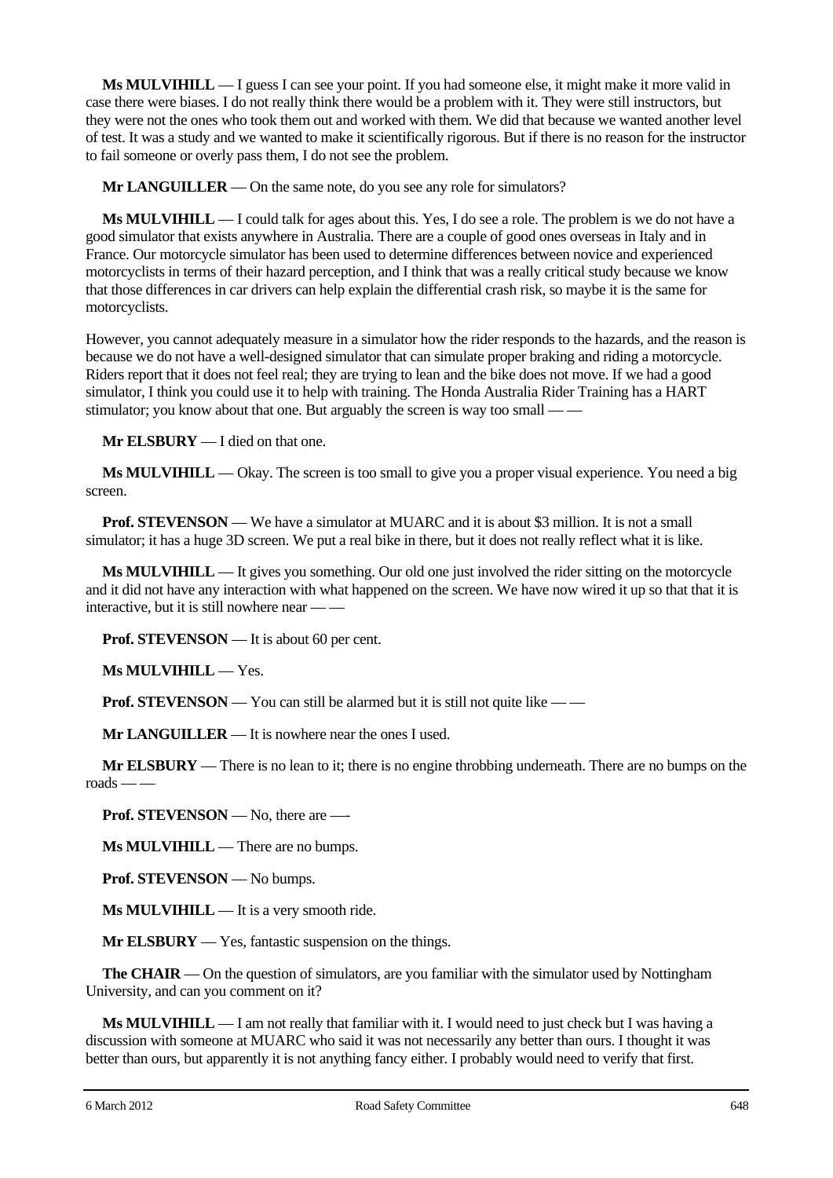**Ms MULVIHILL** — I guess I can see your point. If you had someone else, it might make it more valid in case there were biases. I do not really think there would be a problem with it. They were still instructors, but they were not the ones who took them out and worked with them. We did that because we wanted another level of test. It was a study and we wanted to make it scientifically rigorous. But if there is no reason for the instructor to fail someone or overly pass them, I do not see the problem.

**Mr LANGUILLER** — On the same note, do you see any role for simulators?

**Ms MULVIHILL** — I could talk for ages about this. Yes, I do see a role. The problem is we do not have a good simulator that exists anywhere in Australia. There are a couple of good ones overseas in Italy and in France. Our motorcycle simulator has been used to determine differences between novice and experienced motorcyclists in terms of their hazard perception, and I think that was a really critical study because we know that those differences in car drivers can help explain the differential crash risk, so maybe it is the same for motorcyclists.

However, you cannot adequately measure in a simulator how the rider responds to the hazards, and the reason is because we do not have a well-designed simulator that can simulate proper braking and riding a motorcycle. Riders report that it does not feel real; they are trying to lean and the bike does not move. If we had a good simulator, I think you could use it to help with training. The Honda Australia Rider Training has a HART stimulator; you know about that one. But arguably the screen is way too small — —

**Mr ELSBURY** — I died on that one.

**Ms MULVIHILL** — Okay. The screen is too small to give you a proper visual experience. You need a big screen.

**Prof. STEVENSON** — We have a simulator at MUARC and it is about $3 million. It is not a small simulator; it has a huge 3D screen. We put a real bike in there, but it does not really reflect what it is like.

**Ms MULVIHILL** — It gives you something. Our old one just involved the rider sitting on the motorcycle and it did not have any interaction with what happened on the screen. We have now wired it up so that that it is interactive, but it is still nowhere near — —

**Prof. STEVENSON** — It is about 60 per cent.

**Ms MULVIHILL** — Yes.

**Prof. STEVENSON** — You can still be alarmed but it is still not quite like — —

**Mr LANGUILLER** — It is nowhere near the ones I used.

**Mr ELSBURY** — There is no lean to it; there is no engine throbbing underneath. There are no bumps on the roads — —

**Prof. STEVENSON** — No, there are —-

**Ms MULVIHILL** — There are no bumps.

**Prof. STEVENSON** — No bumps.

**Ms MULVIHILL** — It is a very smooth ride.

**Mr ELSBURY** — Yes, fantastic suspension on the things.

**The CHAIR** — On the question of simulators, are you familiar with the simulator used by Nottingham University, and can you comment on it?

**Ms MULVIHILL** — I am not really that familiar with it. I would need to just check but I was having a discussion with someone at MUARC who said it was not necessarily any better than ours. I thought it was better than ours, but apparently it is not anything fancy either. I probably would need to verify that first.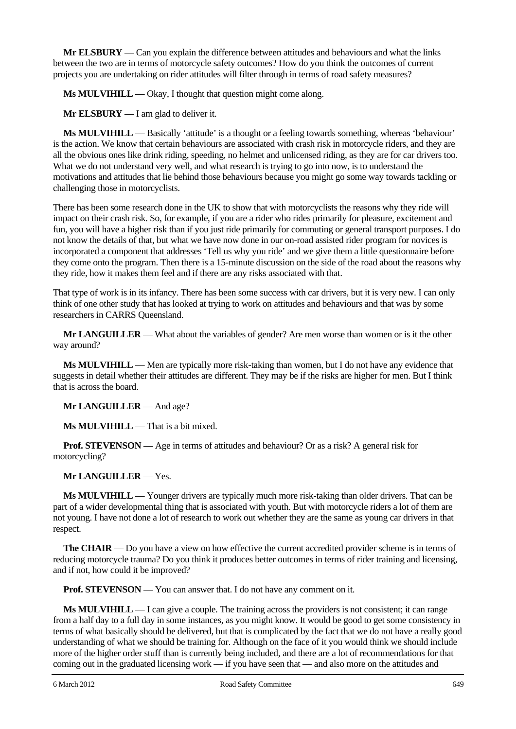**Mr ELSBURY** — Can you explain the difference between attitudes and behaviours and what the links between the two are in terms of motorcycle safety outcomes? How do you think the outcomes of current projects you are undertaking on rider attitudes will filter through in terms of road safety measures?

**Ms MULVIHILL** — Okay, I thought that question might come along.

**Mr ELSBURY** — I am glad to deliver it.

**Ms MULVIHILL** — Basically 'attitude' is a thought or a feeling towards something, whereas 'behaviour' is the action. We know that certain behaviours are associated with crash risk in motorcycle riders, and they are all the obvious ones like drink riding, speeding, no helmet and unlicensed riding, as they are for car drivers too. What we do not understand very well, and what research is trying to go into now, is to understand the motivations and attitudes that lie behind those behaviours because you might go some way towards tackling or challenging those in motorcyclists.

There has been some research done in the UK to show that with motorcyclists the reasons why they ride will impact on their crash risk. So, for example, if you are a rider who rides primarily for pleasure, excitement and fun, you will have a higher risk than if you just ride primarily for commuting or general transport purposes. I do not know the details of that, but what we have now done in our on-road assisted rider program for novices is incorporated a component that addresses 'Tell us why you ride' and we give them a little questionnaire before they come onto the program. Then there is a 15-minute discussion on the side of the road about the reasons why they ride, how it makes them feel and if there are any risks associated with that.

That type of work is in its infancy. There has been some success with car drivers, but it is very new. I can only think of one other study that has looked at trying to work on attitudes and behaviours and that was by some researchers in CARRS Queensland.

**Mr LANGUILLER** — What about the variables of gender? Are men worse than women or is it the other way around?

**Ms MULVIHILL** — Men are typically more risk-taking than women, but I do not have any evidence that suggests in detail whether their attitudes are different. They may be if the risks are higher for men. But I think that is across the board.

**Mr LANGUILLER** — And age?

**Ms MULVIHILL** — That is a bit mixed.

**Prof. STEVENSON** — Age in terms of attitudes and behaviour? Or as a risk? A general risk for motorcycling?

**Mr LANGUILLER** — Yes.

**Ms MULVIHILL** — Younger drivers are typically much more risk-taking than older drivers. That can be part of a wider developmental thing that is associated with youth. But with motorcycle riders a lot of them are not young. I have not done a lot of research to work out whether they are the same as young car drivers in that respect.

**The CHAIR** — Do you have a view on how effective the current accredited provider scheme is in terms of reducing motorcycle trauma? Do you think it produces better outcomes in terms of rider training and licensing, and if not, how could it be improved?

**Prof. STEVENSON** — You can answer that. I do not have any comment on it.

**Ms MULVIHILL** — I can give a couple. The training across the providers is not consistent; it can range from a half day to a full day in some instances, as you might know. It would be good to get some consistency in terms of what basically should be delivered, but that is complicated by the fact that we do not have a really good understanding of what we should be training for. Although on the face of it you would think we should include more of the higher order stuff than is currently being included, and there are a lot of recommendations for that coming out in the graduated licensing work — if you have seen that — and also more on the attitudes and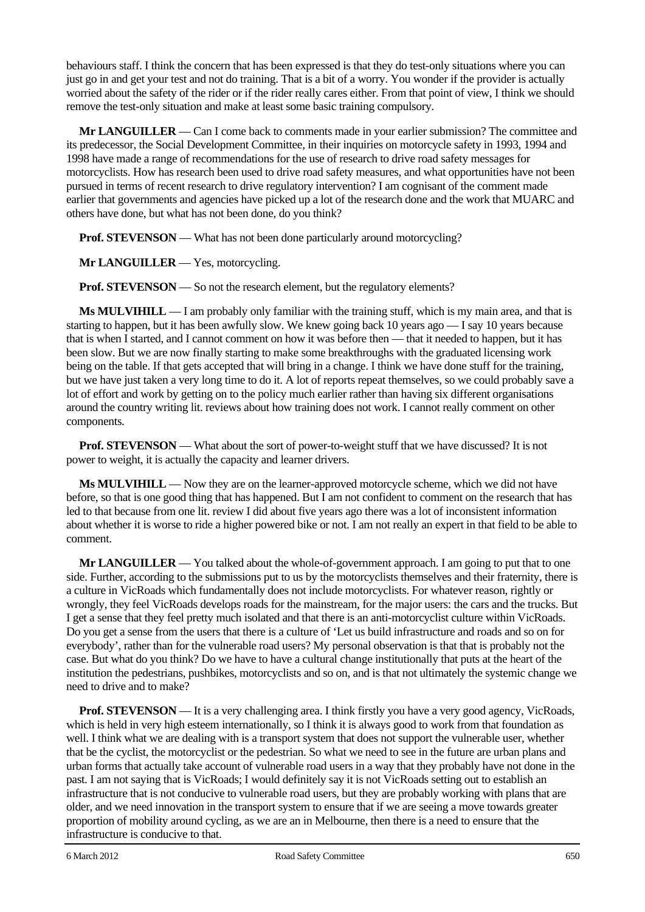behaviours staff. I think the concern that has been expressed is that they do test-only situations where you can just go in and get your test and not do training. That is a bit of a worry. You wonder if the provider is actually worried about the safety of the rider or if the rider really cares either. From that point of view, I think we should remove the test-only situation and make at least some basic training compulsory.

**Mr LANGUILLER** — Can I come back to comments made in your earlier submission? The committee and its predecessor, the Social Development Committee, in their inquiries on motorcycle safety in 1993, 1994 and 1998 have made a range of recommendations for the use of research to drive road safety messages for motorcyclists. How has research been used to drive road safety measures, and what opportunities have not been pursued in terms of recent research to drive regulatory intervention? I am cognisant of the comment made earlier that governments and agencies have picked up a lot of the research done and the work that MUARC and others have done, but what has not been done, do you think?

**Prof. STEVENSON** — What has not been done particularly around motorcycling?

**Mr LANGUILLER** — Yes, motorcycling.

**Prof. STEVENSON** — So not the research element, but the regulatory elements?

**Ms MULVIHILL** — I am probably only familiar with the training stuff, which is my main area, and that is starting to happen, but it has been awfully slow. We knew going back 10 years ago — I say 10 years because that is when I started, and I cannot comment on how it was before then — that it needed to happen, but it has been slow. But we are now finally starting to make some breakthroughs with the graduated licensing work being on the table. If that gets accepted that will bring in a change. I think we have done stuff for the training, but we have just taken a very long time to do it. A lot of reports repeat themselves, so we could probably save a lot of effort and work by getting on to the policy much earlier rather than having six different organisations around the country writing lit. reviews about how training does not work. I cannot really comment on other components.

**Prof. STEVENSON** — What about the sort of power-to-weight stuff that we have discussed? It is not power to weight, it is actually the capacity and learner drivers.

**Ms MULVIHILL** — Now they are on the learner-approved motorcycle scheme, which we did not have before, so that is one good thing that has happened. But I am not confident to comment on the research that has led to that because from one lit. review I did about five years ago there was a lot of inconsistent information about whether it is worse to ride a higher powered bike or not. I am not really an expert in that field to be able to comment.

**Mr LANGUILLER** — You talked about the whole-of-government approach. I am going to put that to one side. Further, according to the submissions put to us by the motorcyclists themselves and their fraternity, there is a culture in VicRoads which fundamentally does not include motorcyclists. For whatever reason, rightly or wrongly, they feel VicRoads develops roads for the mainstream, for the major users: the cars and the trucks. But I get a sense that they feel pretty much isolated and that there is an anti-motorcyclist culture within VicRoads. Do you get a sense from the users that there is a culture of 'Let us build infrastructure and roads and so on for everybody', rather than for the vulnerable road users? My personal observation is that that is probably not the case. But what do you think? Do we have to have a cultural change institutionally that puts at the heart of the institution the pedestrians, pushbikes, motorcyclists and so on, and is that not ultimately the systemic change we need to drive and to make?

**Prof. STEVENSON** — It is a very challenging area. I think firstly you have a very good agency, VicRoads, which is held in very high esteem internationally, so I think it is always good to work from that foundation as well. I think what we are dealing with is a transport system that does not support the vulnerable user, whether that be the cyclist, the motorcyclist or the pedestrian. So what we need to see in the future are urban plans and urban forms that actually take account of vulnerable road users in a way that they probably have not done in the past. I am not saying that is VicRoads; I would definitely say it is not VicRoads setting out to establish an infrastructure that is not conducive to vulnerable road users, but they are probably working with plans that are older, and we need innovation in the transport system to ensure that if we are seeing a move towards greater proportion of mobility around cycling, as we are an in Melbourne, then there is a need to ensure that the infrastructure is conducive to that.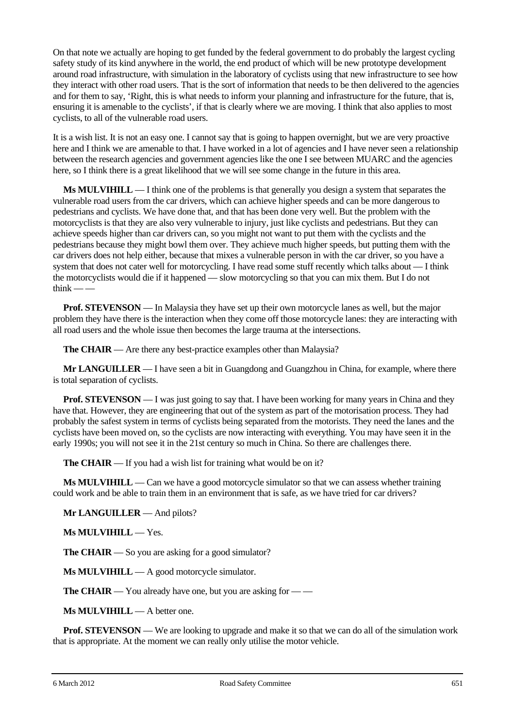On that note we actually are hoping to get funded by the federal government to do probably the largest cycling safety study of its kind anywhere in the world, the end product of which will be new prototype development around road infrastructure, with simulation in the laboratory of cyclists using that new infrastructure to see how they interact with other road users. That is the sort of information that needs to be then delivered to the agencies and for them to say, 'Right, this is what needs to inform your planning and infrastructure for the future, that is, ensuring it is amenable to the cyclists', if that is clearly where we are moving. I think that also applies to most cyclists, to all of the vulnerable road users.

It is a wish list. It is not an easy one. I cannot say that is going to happen overnight, but we are very proactive here and I think we are amenable to that. I have worked in a lot of agencies and I have never seen a relationship between the research agencies and government agencies like the one I see between MUARC and the agencies here, so I think there is a great likelihood that we will see some change in the future in this area.

**Ms MULVIHILL** — I think one of the problems is that generally you design a system that separates the vulnerable road users from the car drivers, which can achieve higher speeds and can be more dangerous to pedestrians and cyclists. We have done that, and that has been done very well. But the problem with the motorcyclists is that they are also very vulnerable to injury, just like cyclists and pedestrians. But they can achieve speeds higher than car drivers can, so you might not want to put them with the cyclists and the pedestrians because they might bowl them over. They achieve much higher speeds, but putting them with the car drivers does not help either, because that mixes a vulnerable person in with the car driver, so you have a system that does not cater well for motorcycling. I have read some stuff recently which talks about — I think the motorcyclists would die if it happened — slow motorcycling so that you can mix them. But I do not think — —

**Prof. STEVENSON** — In Malaysia they have set up their own motorcycle lanes as well, but the major problem they have there is the interaction when they come off those motorcycle lanes: they are interacting with all road users and the whole issue then becomes the large trauma at the intersections.

**The CHAIR** — Are there any best-practice examples other than Malaysia?

**Mr LANGUILLER** — I have seen a bit in Guangdong and Guangzhou in China, for example, where there is total separation of cyclists.

**Prof. STEVENSON** — I was just going to say that. I have been working for many years in China and they have that. However, they are engineering that out of the system as part of the motorisation process. They had probably the safest system in terms of cyclists being separated from the motorists. They need the lanes and the cyclists have been moved on, so the cyclists are now interacting with everything. You may have seen it in the early 1990s; you will not see it in the 21st century so much in China. So there are challenges there.

**The CHAIR** — If you had a wish list for training what would be on it?

**Ms MULVIHILL** — Can we have a good motorcycle simulator so that we can assess whether training could work and be able to train them in an environment that is safe, as we have tried for car drivers?

**Mr LANGUILLER** — And pilots?

**Ms MULVIHILL** — Yes.

**The CHAIR** — So you are asking for a good simulator?

**Ms MULVIHILL** — A good motorcycle simulator.

**The CHAIR** — You already have one, but you are asking for — —

**Ms MULVIHILL** — A better one.

**Prof. STEVENSON** — We are looking to upgrade and make it so that we can do all of the simulation work that is appropriate. At the moment we can really only utilise the motor vehicle.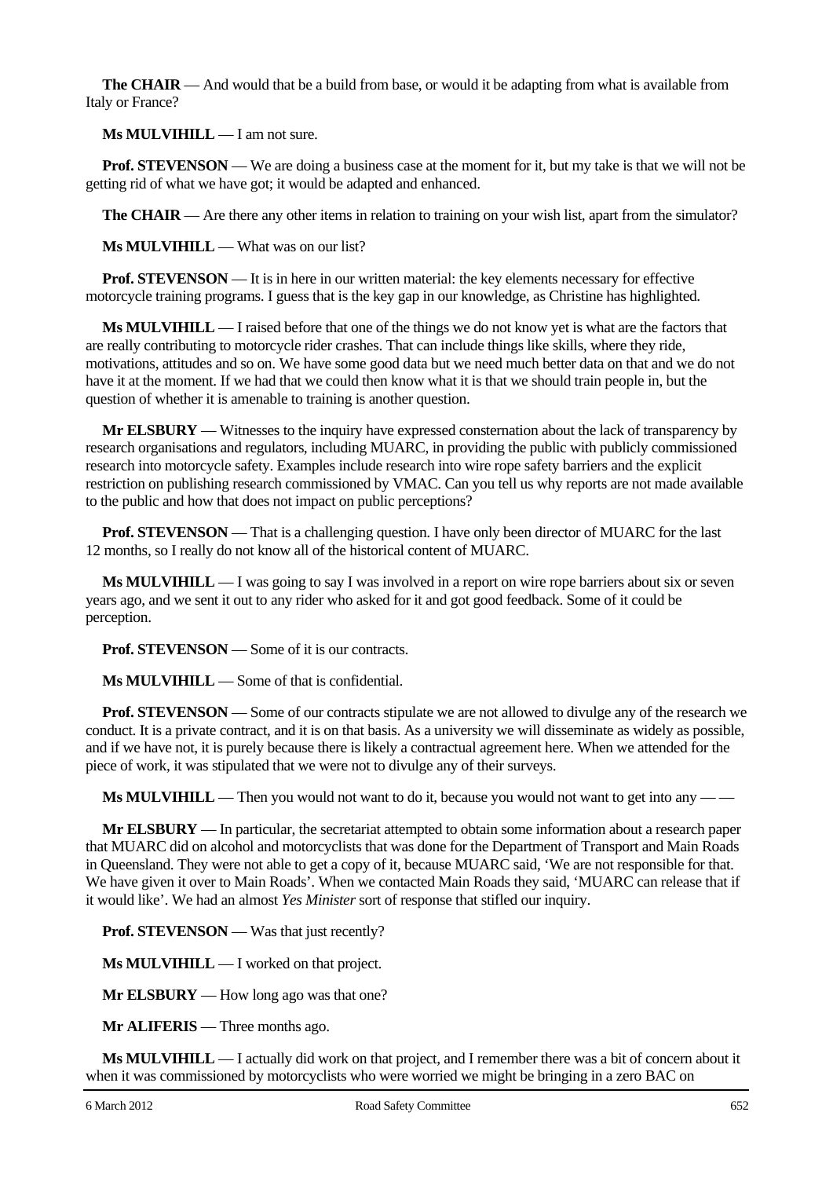**The CHAIR** — And would that be a build from base, or would it be adapting from what is available from Italy or France?

**Ms MULVIHILL** — I am not sure.

**Prof. STEVENSON** — We are doing a business case at the moment for it, but my take is that we will not be getting rid of what we have got; it would be adapted and enhanced.

**The CHAIR** — Are there any other items in relation to training on your wish list, apart from the simulator?

**Ms MULVIHILL** — What was on our list?

**Prof. STEVENSON** — It is in here in our written material: the key elements necessary for effective motorcycle training programs. I guess that is the key gap in our knowledge, as Christine has highlighted.

**Ms MULVIHILL** — I raised before that one of the things we do not know yet is what are the factors that are really contributing to motorcycle rider crashes. That can include things like skills, where they ride, motivations, attitudes and so on. We have some good data but we need much better data on that and we do not have it at the moment. If we had that we could then know what it is that we should train people in, but the question of whether it is amenable to training is another question.

**Mr ELSBURY** — Witnesses to the inquiry have expressed consternation about the lack of transparency by research organisations and regulators, including MUARC, in providing the public with publicly commissioned research into motorcycle safety. Examples include research into wire rope safety barriers and the explicit restriction on publishing research commissioned by VMAC. Can you tell us why reports are not made available to the public and how that does not impact on public perceptions?

**Prof. STEVENSON** — That is a challenging question. I have only been director of MUARC for the last 12 months, so I really do not know all of the historical content of MUARC.

**Ms MULVIHILL** — I was going to say I was involved in a report on wire rope barriers about six or seven years ago, and we sent it out to any rider who asked for it and got good feedback. Some of it could be perception.

**Prof. STEVENSON** — Some of it is our contracts.

**Ms MULVIHILL** — Some of that is confidential.

**Prof. STEVENSON** — Some of our contracts stipulate we are not allowed to divulge any of the research we conduct. It is a private contract, and it is on that basis. As a university we will disseminate as widely as possible, and if we have not, it is purely because there is likely a contractual agreement here. When we attended for the piece of work, it was stipulated that we were not to divulge any of their surveys.

**Ms MULVIHILL** — Then you would not want to do it, because you would not want to get into any — —

**Mr ELSBURY** — In particular, the secretariat attempted to obtain some information about a research paper that MUARC did on alcohol and motorcyclists that was done for the Department of Transport and Main Roads in Queensland. They were not able to get a copy of it, because MUARC said, 'We are not responsible for that. We have given it over to Main Roads'. When we contacted Main Roads they said, 'MUARC can release that if it would like'. We had an almost *Yes Minister* sort of response that stifled our inquiry.

**Prof. STEVENSON** — Was that just recently?

**Ms MULVIHILL** — I worked on that project.

**Mr ELSBURY** — How long ago was that one?

**Mr ALIFERIS** — Three months ago.

**Ms MULVIHILL** — I actually did work on that project, and I remember there was a bit of concern about it when it was commissioned by motorcyclists who were worried we might be bringing in a zero BAC on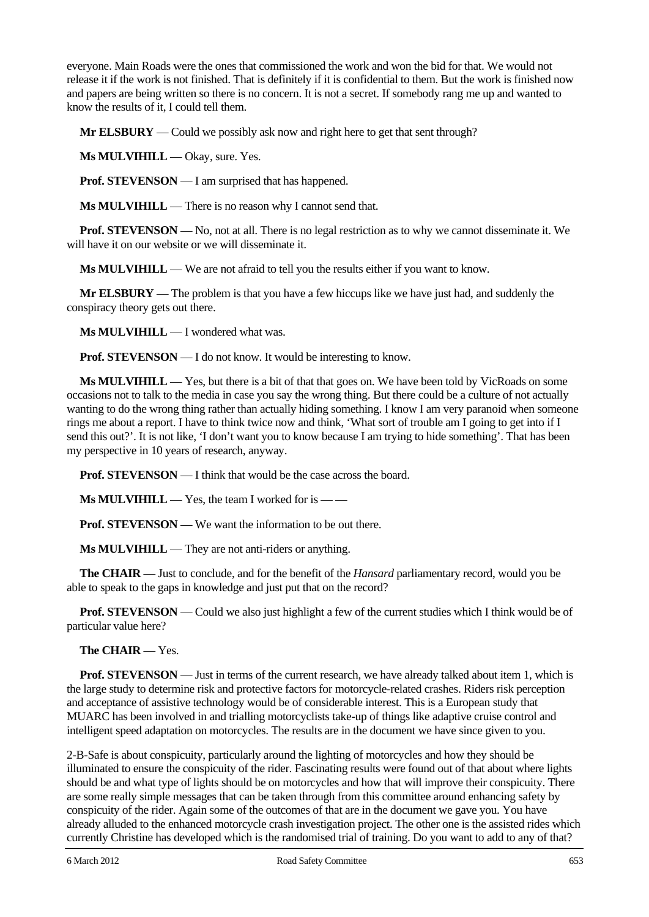everyone. Main Roads were the ones that commissioned the work and won the bid for that. We would not release it if the work is not finished. That is definitely if it is confidential to them. But the work is finished now and papers are being written so there is no concern. It is not a secret. If somebody rang me up and wanted to know the results of it, I could tell them.

**Mr ELSBURY** — Could we possibly ask now and right here to get that sent through?

**Ms MULVIHILL** — Okay, sure. Yes.

**Prof. STEVENSON** — I am surprised that has happened.

**Ms MULVIHILL** — There is no reason why I cannot send that.

**Prof. STEVENSON** — No, not at all. There is no legal restriction as to why we cannot disseminate it. We will have it on our website or we will disseminate it.

**Ms MULVIHILL** — We are not afraid to tell you the results either if you want to know.

**Mr ELSBURY** — The problem is that you have a few hiccups like we have just had, and suddenly the conspiracy theory gets out there.

**Ms MULVIHILL** — I wondered what was.

**Prof. STEVENSON** — I do not know. It would be interesting to know.

**Ms MULVIHILL** — Yes, but there is a bit of that that goes on. We have been told by VicRoads on some occasions not to talk to the media in case you say the wrong thing. But there could be a culture of not actually wanting to do the wrong thing rather than actually hiding something. I know I am very paranoid when someone rings me about a report. I have to think twice now and think, 'What sort of trouble am I going to get into if I send this out?'. It is not like, 'I don't want you to know because I am trying to hide something'. That has been my perspective in 10 years of research, anyway.

**Prof. STEVENSON** — I think that would be the case across the board.

**Ms MULVIHILL** — Yes, the team I worked for is — —

**Prof. STEVENSON** — We want the information to be out there.

**Ms MULVIHILL** — They are not anti-riders or anything.

**The CHAIR** — Just to conclude, and for the benefit of the *Hansard* parliamentary record, would you be able to speak to the gaps in knowledge and just put that on the record?

**Prof. STEVENSON** — Could we also just highlight a few of the current studies which I think would be of particular value here?

**The CHAIR** — Yes.

**Prof. STEVENSON** — Just in terms of the current research, we have already talked about item 1, which is the large study to determine risk and protective factors for motorcycle-related crashes. Riders risk perception and acceptance of assistive technology would be of considerable interest. This is a European study that MUARC has been involved in and trialling motorcyclists take-up of things like adaptive cruise control and intelligent speed adaptation on motorcycles. The results are in the document we have since given to you.

2-B-Safe is about conspicuity, particularly around the lighting of motorcycles and how they should be illuminated to ensure the conspicuity of the rider. Fascinating results were found out of that about where lights should be and what type of lights should be on motorcycles and how that will improve their conspicuity. There are some really simple messages that can be taken through from this committee around enhancing safety by conspicuity of the rider. Again some of the outcomes of that are in the document we gave you. You have already alluded to the enhanced motorcycle crash investigation project. The other one is the assisted rides which currently Christine has developed which is the randomised trial of training. Do you want to add to any of that?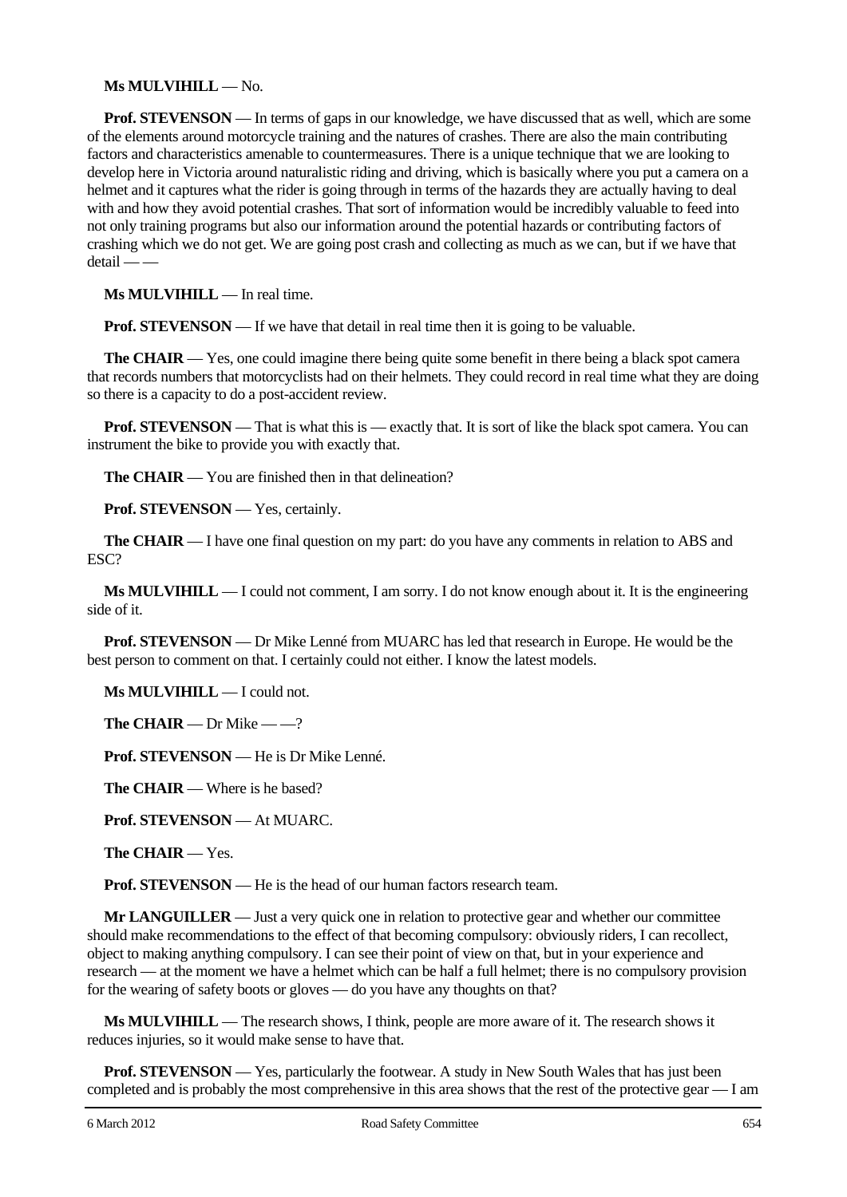**Ms MULVIHILL** — No.

**Prof. STEVENSON** — In terms of gaps in our knowledge, we have discussed that as well, which are some of the elements around motorcycle training and the natures of crashes. There are also the main contributing factors and characteristics amenable to countermeasures. There is a unique technique that we are looking to develop here in Victoria around naturalistic riding and driving, which is basically where you put a camera on a helmet and it captures what the rider is going through in terms of the hazards they are actually having to deal with and how they avoid potential crashes. That sort of information would be incredibly valuable to feed into not only training programs but also our information around the potential hazards or contributing factors of crashing which we do not get. We are going post crash and collecting as much as we can, but if we have that detail — —

**Ms MULVIHILL** — In real time.

**Prof. STEVENSON** — If we have that detail in real time then it is going to be valuable.

**The CHAIR** — Yes, one could imagine there being quite some benefit in there being a black spot camera that records numbers that motorcyclists had on their helmets. They could record in real time what they are doing so there is a capacity to do a post-accident review.

**Prof. STEVENSON** — That is what this is — exactly that. It is sort of like the black spot camera. You can instrument the bike to provide you with exactly that.

**The CHAIR** — You are finished then in that delineation?

**Prof. STEVENSON** — Yes, certainly.

**The CHAIR** — I have one final question on my part: do you have any comments in relation to ABS and ESC?

**Ms MULVIHILL** — I could not comment, I am sorry. I do not know enough about it. It is the engineering side of it.

**Prof. STEVENSON** — Dr Mike Lenné from MUARC has led that research in Europe. He would be the best person to comment on that. I certainly could not either. I know the latest models.

**Ms MULVIHILL** — I could not.

**The CHAIR** — Dr Mike — —?

**Prof. STEVENSON** — He is Dr Mike Lenné.

**The CHAIR** — Where is he based?

**Prof. STEVENSON** — At MUARC.

**The CHAIR** — Yes.

**Prof. STEVENSON** — He is the head of our human factors research team.

**Mr LANGUILLER** — Just a very quick one in relation to protective gear and whether our committee should make recommendations to the effect of that becoming compulsory: obviously riders, I can recollect, object to making anything compulsory. I can see their point of view on that, but in your experience and research — at the moment we have a helmet which can be half a full helmet; there is no compulsory provision for the wearing of safety boots or gloves — do you have any thoughts on that?

**Ms MULVIHILL** — The research shows, I think, people are more aware of it. The research shows it reduces injuries, so it would make sense to have that.

**Prof. STEVENSON** — Yes, particularly the footwear. A study in New South Wales that has just been completed and is probably the most comprehensive in this area shows that the rest of the protective gear — I am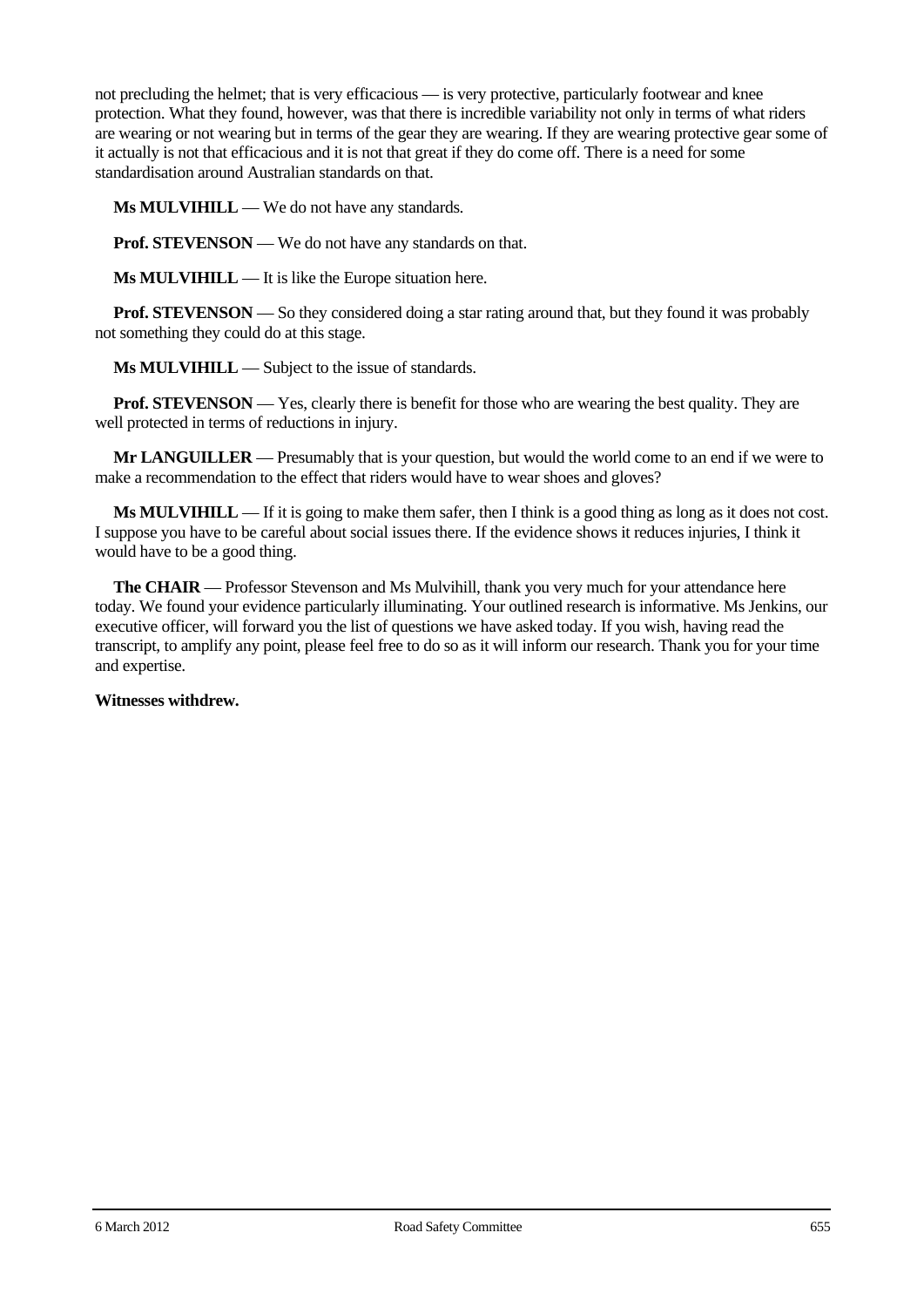not precluding the helmet; that is very efficacious — is very protective, particularly footwear and knee protection. What they found, however, was that there is incredible variability not only in terms of what riders are wearing or not wearing but in terms of the gear they are wearing. If they are wearing protective gear some of it actually is not that efficacious and it is not that great if they do come off. There is a need for some standardisation around Australian standards on that.

**Ms MULVIHILL** — We do not have any standards.

**Prof. STEVENSON** — We do not have any standards on that.

**Ms MULVIHILL** — It is like the Europe situation here.

**Prof. STEVENSON** — So they considered doing a star rating around that, but they found it was probably not something they could do at this stage.

**Ms MULVIHILL** — Subject to the issue of standards.

**Prof. STEVENSON** — Yes, clearly there is benefit for those who are wearing the best quality. They are well protected in terms of reductions in injury.

**Mr LANGUILLER** — Presumably that is your question, but would the world come to an end if we were to make a recommendation to the effect that riders would have to wear shoes and gloves?

**Ms MULVIHILL** — If it is going to make them safer, then I think is a good thing as long as it does not cost. I suppose you have to be careful about social issues there. If the evidence shows it reduces injuries, I think it would have to be a good thing.

**The CHAIR** — Professor Stevenson and Ms Mulvihill, thank you very much for your attendance here today. We found your evidence particularly illuminating. Your outlined research is informative. Ms Jenkins, our executive officer, will forward you the list of questions we have asked today. If you wish, having read the transcript, to amplify any point, please feel free to do so as it will inform our research. Thank you for your time and expertise.

**Witnesses withdrew.**